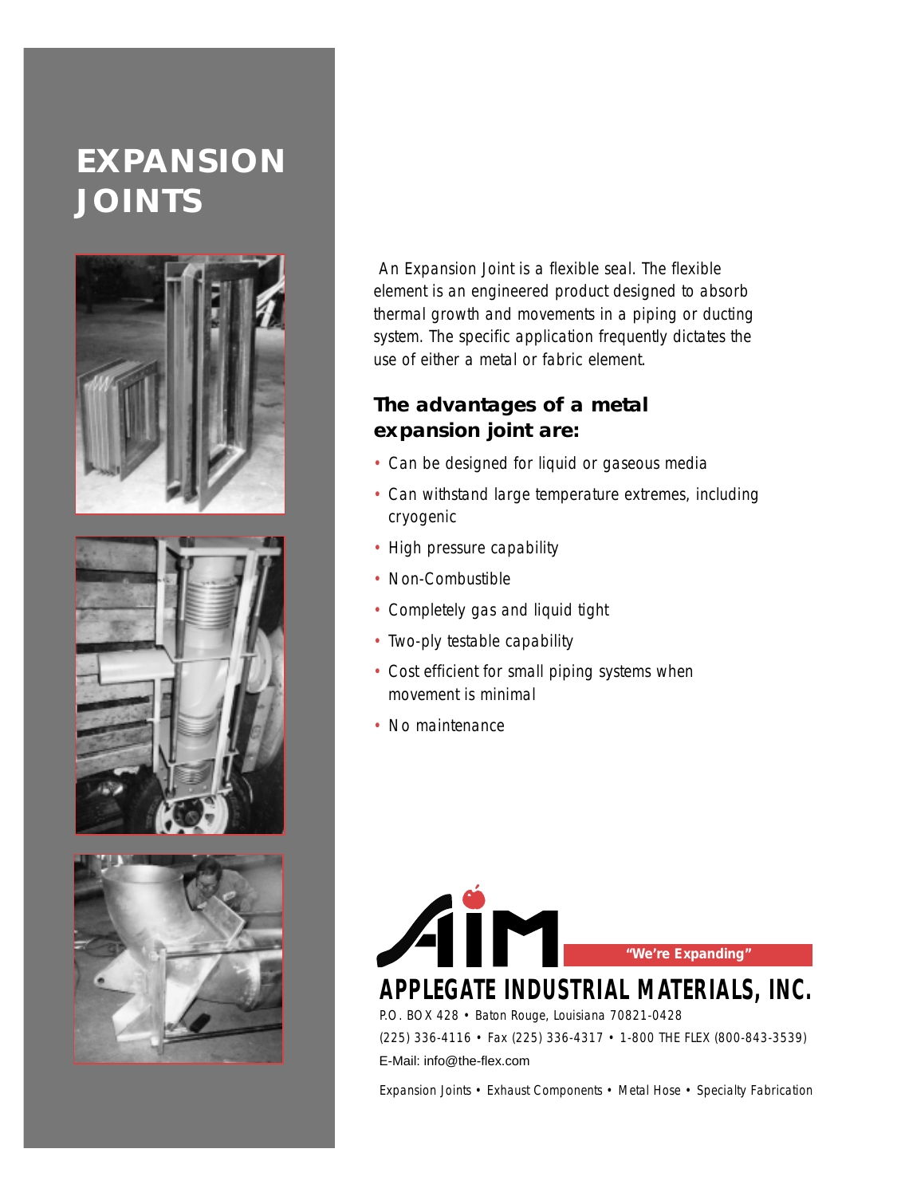# EXPANSION JOINTS

An Expansion Joint is a flexible seal. The flexible element is an engineered product designed to absorb thermal growth and movements in a piping or ducting system. The specific application frequently dictates the use of either a metal or fabric element.

## The advantages of a metal expansion joint are:

- Can be designed for liquid or gaseous media
- Can withstand large temperature extremes, including cryogenic
- High pressure capability
- Non-Combustible
- Completely gas and liquid tight
- Two-ply testable capability
- Cost efficient for small piping systems when movement is minimal
- No maintenance

AIM "We're Expanding"

**APPLEGATE INDUSTRIAL MATERIALS, INC.**

P.O. BOX 428 • Baton Rouge, Louisiana 70821-0428

(225) 336-4116 • Fax (225) 336-4317 • 1-800 THE FLEX (800-843-3539)

E-Mail: info@the-flex.com

Expansion Joints • Exhaust Components • Metal Hose • Specialty Fabrication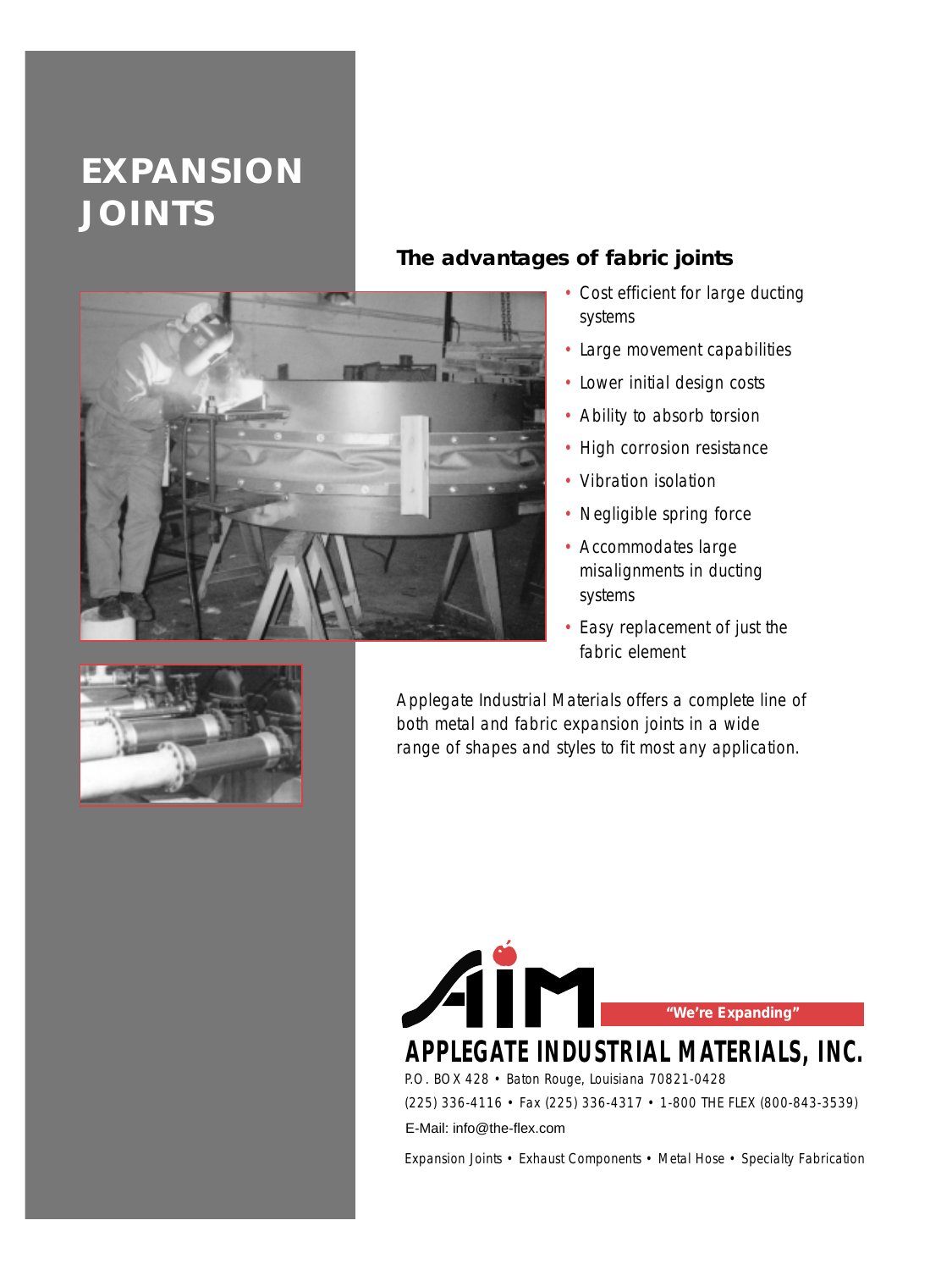# EXPANSION JOINTS

## The advantages of fabric joints

- Cost efficient for large ducting systems
- Large movement capabilities
- Lower initial design costs
- Ability to absorb torsion
- High corrosion resistance
- Vibration isolation
- Negligible spring force
- Accommodates large misalignments in ducting systems
- Easy replacement of just the fabric element

Applegate Industrial Materials offers a complete line of both metal and fabric expansion joints in a wide range of shapes and styles to fit most any application.

AIM

**"We're Expanding"**

**APPLEGATE INDUSTRIAL MATERIALS, INC.**

P.O. BOX 428 • Baton Rouge, Louisiana 70821-0428

(225) 336-4116 • Fax (225) 336-4317 • 1-800 THE FLEX (800-843-3539)

E-Mail: info@the-flex.com

Expansion Joints • Exhaust Components • Metal Hose • Specialty Fabrication